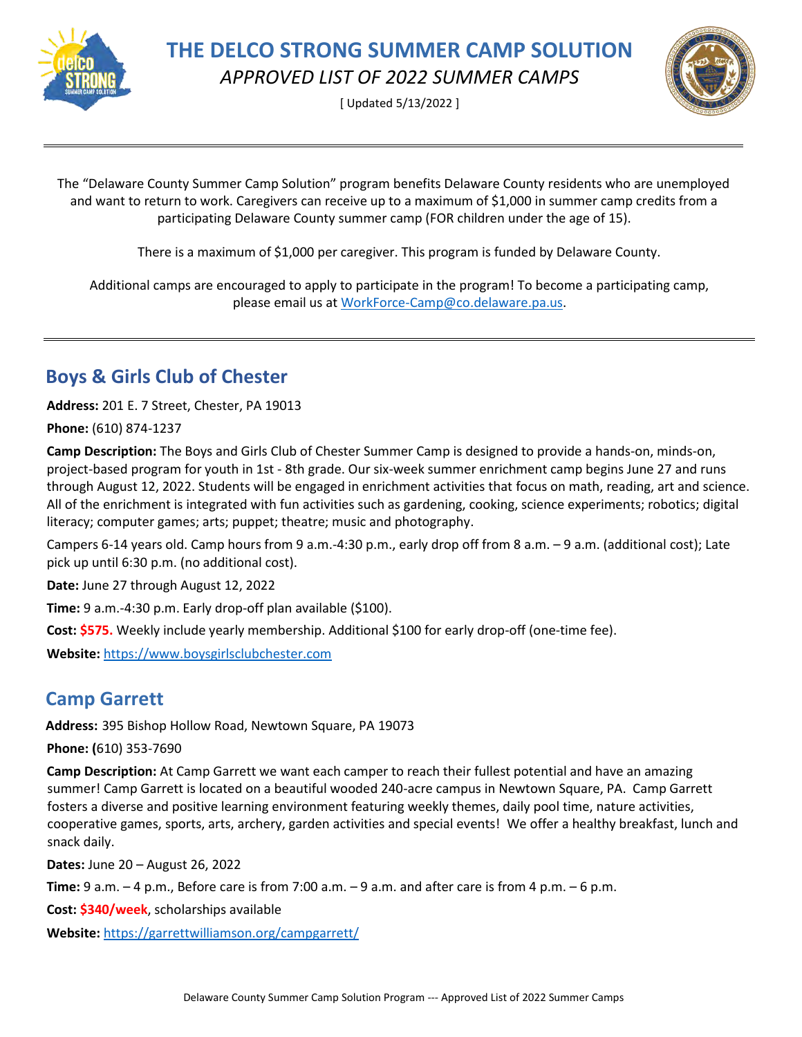# THE DELCO STRONG SUMMER CAMP SOLUTION

*APPROVED LIST OF 2022 SUMMER CAMPS*

[ Updated 5/13/2022 ]

---

The "Delaware County Summer Camp Solution" program benefits Delaware County residents who are unemployed and want to return to work. Caregivers can receive up to a maximum of $1,000 in summer camp credits from a participating Delaware County summer camp (FOR children under the age of 15).

There is a maximum of $1,000 per caregiver. This program is funded by Delaware County.

Additional camps are encouraged to apply to participate in the program! To become a participating camp, please email us at WorkForce-Camp@co.delaware.pa.us.

---

## Boys & Girls Club of Chester

**Address:** 201 E. 7 Street, Chester, PA 19013

**Phone:** (610) 874-1237

**Camp Description:** The Boys and Girls Club of Chester Summer Camp is designed to provide a hands-on, minds-on, project-based program for youth in 1st - 8th grade. Our six-week summer enrichment camp begins June 27 and runs through August 12, 2022. Students will be engaged in enrichment activities that focus on math, reading, art and science. All of the enrichment is integrated with fun activities such as gardening, cooking, science experiments; robotics; digital literacy; computer games; arts; puppet; theatre; music and photography.

Campers 6-14 years old. Camp hours from 9 a.m.-4:30 p.m., early drop off from 8 a.m. – 9 a.m. (additional cost); Late pick up until 6:30 p.m. (no additional cost).

**Date:** June 27 through August 12, 2022

**Time:** 9 a.m.-4:30 p.m. Early drop-off plan available ($100).

**Cost:** **$575.** Weekly include yearly membership. Additional $100 for early drop-off (one-time fee).

**Website:** https://www.boysgirlsclubchester.com

## Camp Garrett

**Address:** 395 Bishop Hollow Road, Newtown Square, PA 19073

**Phone:** (610) 353-7690

**Camp Description:** At Camp Garrett we want each camper to reach their fullest potential and have an amazing summer! Camp Garrett is located on a beautiful wooded 240-acre campus in Newtown Square, PA. Camp Garrett fosters a diverse and positive learning environment featuring weekly themes, daily pool time, nature activities, cooperative games, sports, arts, archery, garden activities and special events! We offer a healthy breakfast, lunch and snack daily.

**Dates:** June 20 – August 26, 2022

**Time:** 9 a.m. – 4 p.m., Before care is from 7:00 a.m. – 9 a.m. and after care is from 4 p.m. – 6 p.m.

**Cost:** **$340/week**, scholarships available

**Website:** https://garrettwilliamson.org/campgarrett/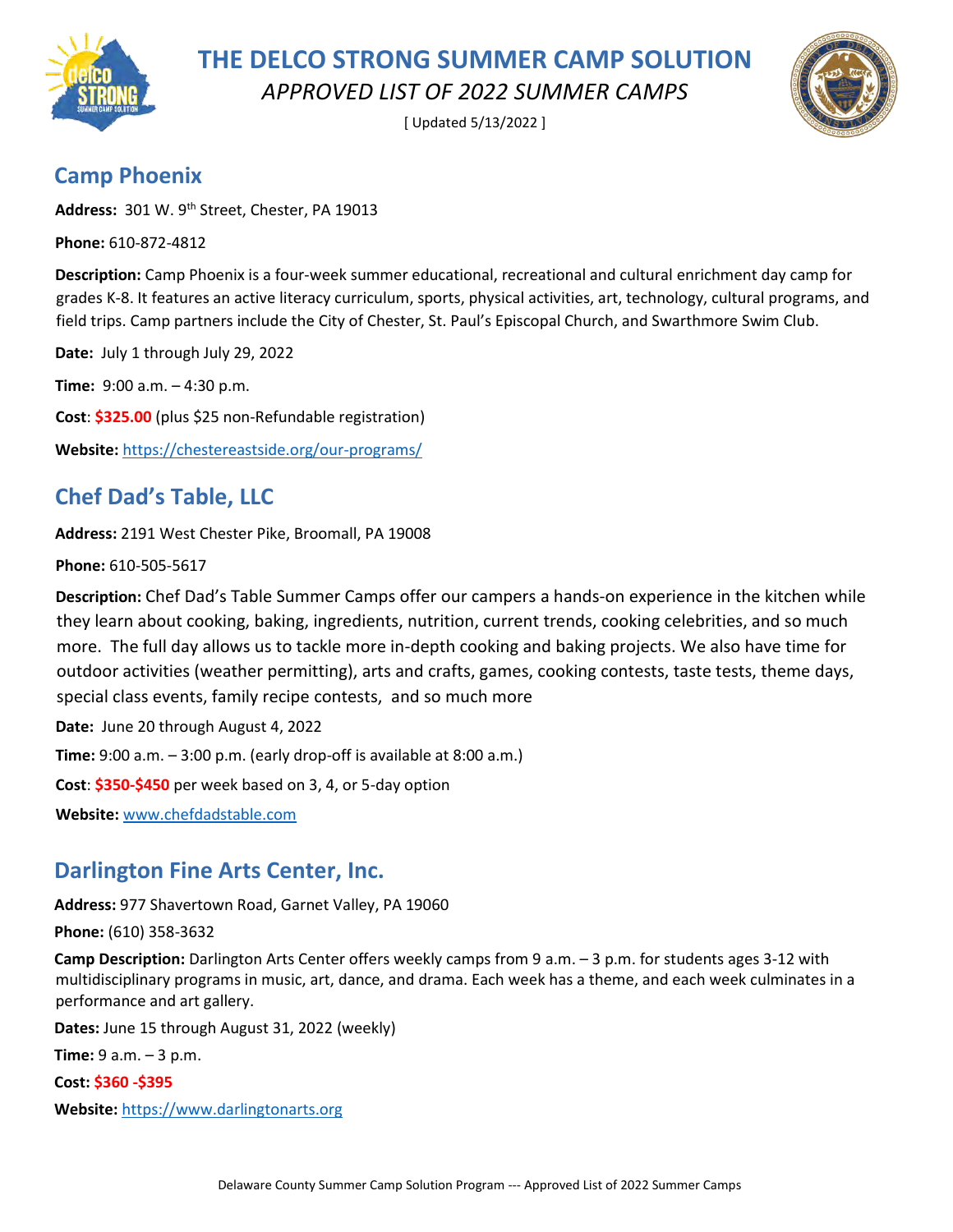# THE DELCO STRONG SUMMER CAMP SOLUTION

*APPROVED LIST OF 2022 SUMMER CAMPS*

[ Updated 5/13/2022 ]

## Camp Phoenix

**Address:** 301 W. 9th Street, Chester, PA 19013

**Phone:** 610-872-4812

**Description:** Camp Phoenix is a four-week summer educational, recreational and cultural enrichment day camp for grades K-8. It features an active literacy curriculum, sports, physical activities, art, technology, cultural programs, and field trips. Camp partners include the City of Chester, St. Paul's Episcopal Church, and Swarthmore Swim Club.

**Date:** July 1 through July 29, 2022

**Time:** 9:00 a.m. – 4:30 p.m.

**Cost**: **$325.00** (plus $25 non-Refundable registration)

**Website:** https://chestereastside.org/our-programs/

## Chef Dad's Table, LLC

**Address:** 2191 West Chester Pike, Broomall, PA 19008

**Phone:** 610-505-5617

**Description:** Chef Dad's Table Summer Camps offer our campers a hands-on experience in the kitchen while they learn about cooking, baking, ingredients, nutrition, current trends, cooking celebrities, and so much more. The full day allows us to tackle more in-depth cooking and baking projects. We also have time for outdoor activities (weather permitting), arts and crafts, games, cooking contests, taste tests, theme days, special class events, family recipe contests, and so much more

**Date:** June 20 through August 4, 2022

**Time:** 9:00 a.m. – 3:00 p.m. (early drop-off is available at 8:00 a.m.)

**Cost**: **$350-$450** per week based on 3, 4, or 5-day option

**Website:** www.chefdadstable.com

## Darlington Fine Arts Center, Inc.

**Address:** 977 Shavertown Road, Garnet Valley, PA 19060

**Phone:** (610) 358-3632

**Camp Description:** Darlington Arts Center offers weekly camps from 9 a.m. – 3 p.m. for students ages 3-12 with multidisciplinary programs in music, art, dance, and drama. Each week has a theme, and each week culminates in a performance and art gallery.

**Dates:** June 15 through August 31, 2022 (weekly)

**Time:** 9 a.m. – 3 p.m.

**Cost:** **$360 -$395**

**Website:** https://www.darlingtonarts.org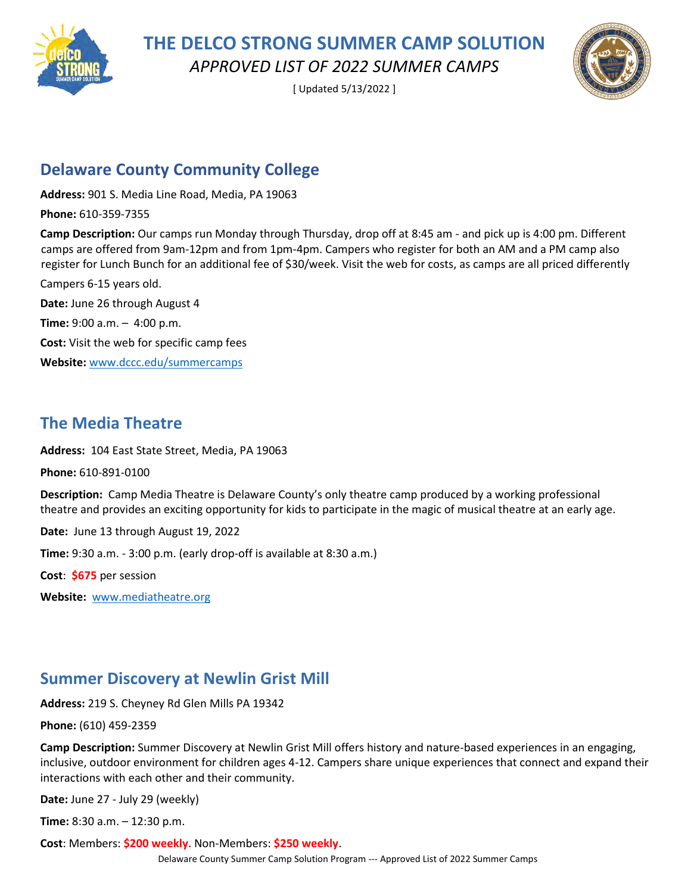# THE DELCO STRONG SUMMER CAMP SOLUTION

*APPROVED LIST OF 2022 SUMMER CAMPS*

[ Updated 5/13/2022 ]

## Delaware County Community College

**Address:** 901 S. Media Line Road, Media, PA 19063

**Phone:** 610-359-7355

**Camp Description:** Our camps run Monday through Thursday, drop off at 8:45 am - and pick up is 4:00 pm. Different camps are offered from 9am-12pm and from 1pm-4pm. Campers who register for both an AM and a PM camp also register for Lunch Bunch for an additional fee of $30/week. Visit the web for costs, as camps are all priced differently

Campers 6-15 years old.

**Date:** June 26 through August 4

**Time:** 9:00 a.m. – 4:00 p.m.

**Cost:** Visit the web for specific camp fees

**Website:** www.dccc.edu/summercamps

## The Media Theatre

**Address:** 104 East State Street, Media, PA 19063

**Phone:** 610-891-0100

**Description:** Camp Media Theatre is Delaware County's only theatre camp produced by a working professional theatre and provides an exciting opportunity for kids to participate in the magic of musical theatre at an early age.

**Date:** June 13 through August 19, 2022

**Time:** 9:30 a.m. - 3:00 p.m. (early drop-off is available at 8:30 a.m.)

**Cost**: **$675** per session

**Website:** www.mediatheatre.org

## Summer Discovery at Newlin Grist Mill

**Address:** 219 S. Cheyney Rd Glen Mills PA 19342

**Phone:** (610) 459-2359

**Camp Description:** Summer Discovery at Newlin Grist Mill offers history and nature-based experiences in an engaging, inclusive, outdoor environment for children ages 4-12. Campers share unique experiences that connect and expand their interactions with each other and their community.

**Date:** June 27 - July 29 (weekly)

**Time:** 8:30 a.m. – 12:30 p.m.

**Cost**: Members: **$200 weekly**. Non-Members: **$250 weekly**.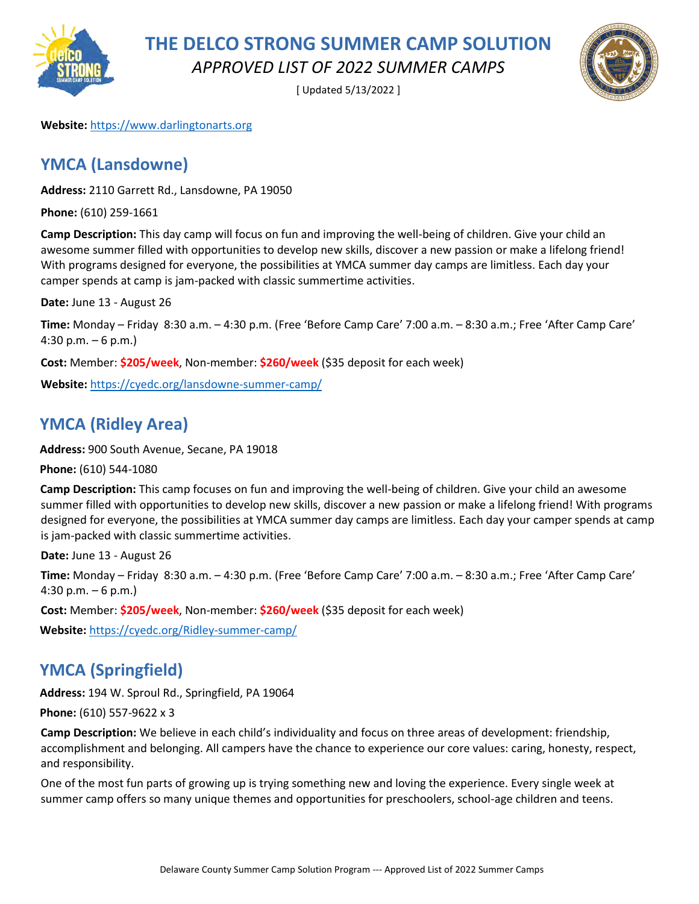**Website:** https://www.darlingtonarts.org

## YMCA (Lansdowne)

**Address:** 2110 Garrett Rd., Lansdowne, PA 19050

**Phone:** (610) 259-1661

**Camp Description:** This day camp will focus on fun and improving the well-being of children. Give your child an awesome summer filled with opportunities to develop new skills, discover a new passion or make a lifelong friend! With programs designed for everyone, the possibilities at YMCA summer day camps are limitless. Each day your camper spends at camp is jam-packed with classic summertime activities.

**Date:** June 13 - August 26

**Time:** Monday – Friday 8:30 a.m. – 4:30 p.m. (Free 'Before Camp Care' 7:00 a.m. – 8:30 a.m.; Free 'After Camp Care' 4:30 p.m. – 6 p.m.)

**Cost:** Member: **$205/week**, Non-member: **$260/week** ($35 deposit for each week)

**Website:** https://cyedc.org/lansdowne-summer-camp/

## YMCA (Ridley Area)

**Address:** 900 South Avenue, Secane, PA 19018

**Phone:** (610) 544-1080

**Camp Description:** This camp focuses on fun and improving the well-being of children. Give your child an awesome summer filled with opportunities to develop new skills, discover a new passion or make a lifelong friend! With programs designed for everyone, the possibilities at YMCA summer day camps are limitless. Each day your camper spends at camp is jam-packed with classic summertime activities.

**Date:** June 13 - August 26

**Time:** Monday – Friday 8:30 a.m. – 4:30 p.m. (Free 'Before Camp Care' 7:00 a.m. – 8:30 a.m.; Free 'After Camp Care' 4:30 p.m. – 6 p.m.)

**Cost:** Member: **$205/week**, Non-member: **$260/week** ($35 deposit for each week)

**Website:** https://cyedc.org/Ridley-summer-camp/

## YMCA (Springfield)

**Address:** 194 W. Sproul Rd., Springfield, PA 19064

**Phone:** (610) 557-9622 x 3

**Camp Description:** We believe in each child's individuality and focus on three areas of development: friendship, accomplishment and belonging. All campers have the chance to experience our core values: caring, honesty, respect, and responsibility.

One of the most fun parts of growing up is trying something new and loving the experience. Every single week at summer camp offers so many unique themes and opportunities for preschoolers, school-age children and teens.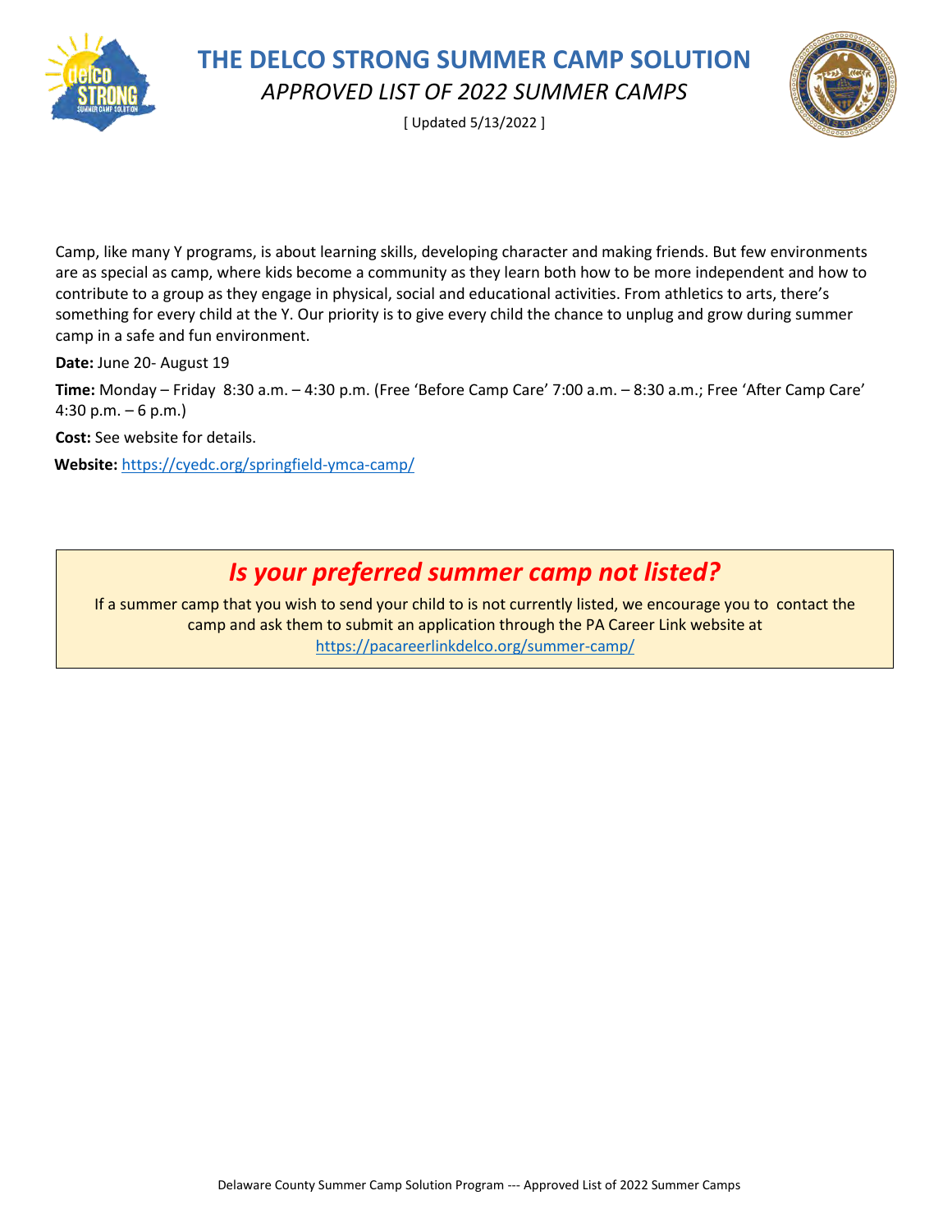# THE DELCO STRONG SUMMER CAMP SOLUTION

*APPROVED LIST OF 2022 SUMMER CAMPS*

[ Updated 5/13/2022 ]

Camp, like many Y programs, is about learning skills, developing character and making friends. But few environments are as special as camp, where kids become a community as they learn both how to be more independent and how to contribute to a group as they engage in physical, social and educational activities. From athletics to arts, there's something for every child at the Y. Our priority is to give every child the chance to unplug and grow during summer camp in a safe and fun environment.

**Date:** June 20- August 19

**Time:** Monday – Friday 8:30 a.m. – 4:30 p.m. (Free 'Before Camp Care' 7:00 a.m. – 8:30 a.m.; Free 'After Camp Care' 4:30 p.m. – 6 p.m.)

**Cost:** See website for details.

**Website:** https://cyedc.org/springfield-ymca-camp/

## *Is your preferred summer camp not listed?*

If a summer camp that you wish to send your child to is not currently listed, we encourage you to contact the camp and ask them to submit an application through the PA Career Link website at https://pacareerlinkdelco.org/summer-camp/